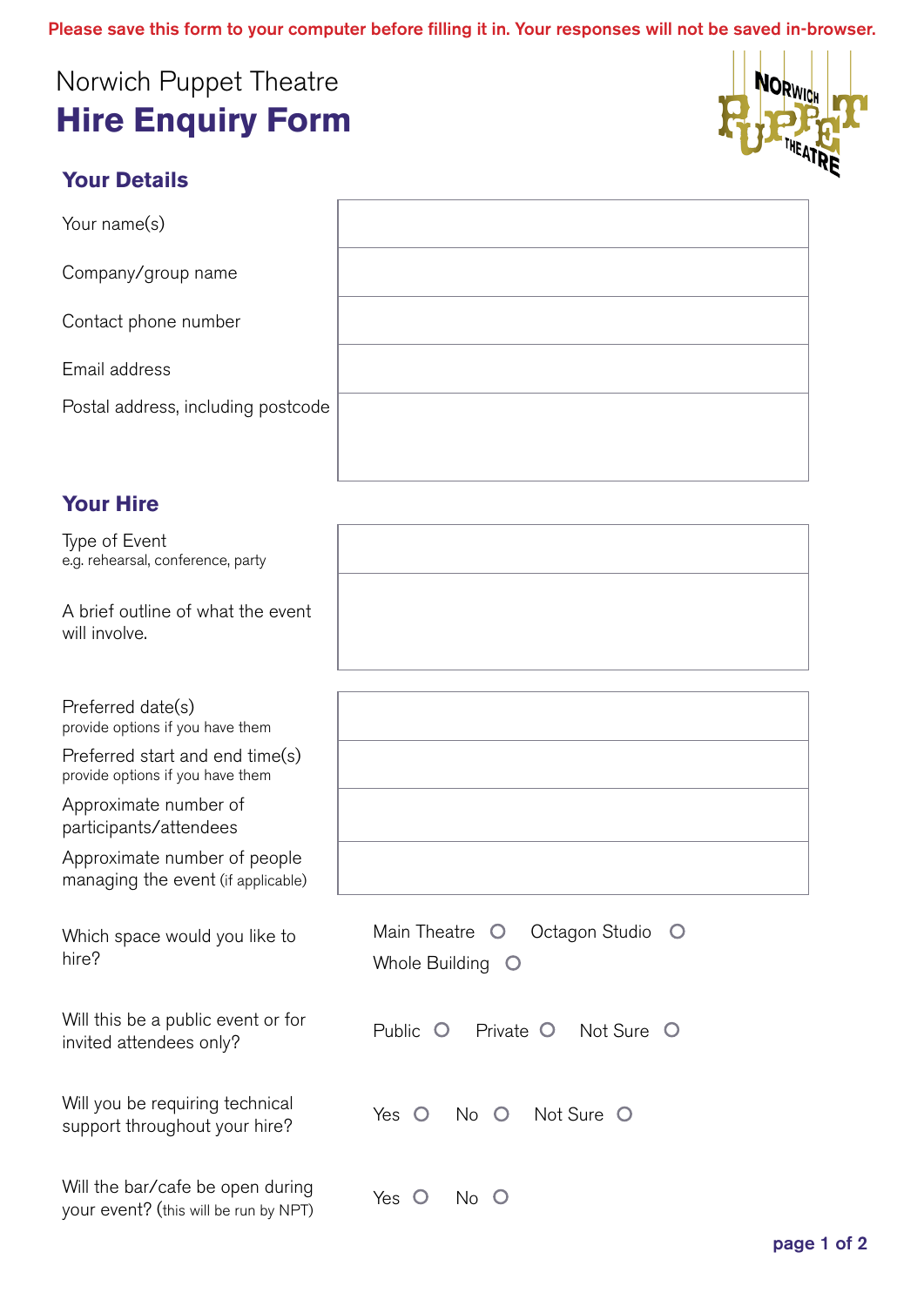Please save this form to your computer before filling it in. Your responses will not be saved in-browser.

Norwich Puppet Theatre

# Hire Enquiry Form

## Your Details

| | |
|---|---|
| Your name(s) | |
| Company/group name | |
| Contact phone number | |
| Email address | |
| Postal address, including postcode | |

## Your Hire

| | |
|---|---|
| Type of Event<br>e.g. rehearsal, conference, party | |
| A brief outline of what the event will involve. | |

| | |
|---|---|
| Preferred date(s)<br>provide options if you have them | |
| Preferred start and end time(s)<br>provide options if you have them | |
| Approximate number of participants/attendees | |
| Approximate number of people managing the event (if applicable) | |

Which space would you like to hire? — Main Theatre ○ Octagon Studio ○ Whole Building ○

Will this be a public event or for invited attendees only? — Public ○ Private ○ Not Sure ○

Will you be requiring technical support throughout your hire? — Yes ○ No ○ Not Sure ○

Will the bar/cafe be open during your event? (this will be run by NPT) — Yes ○ No ○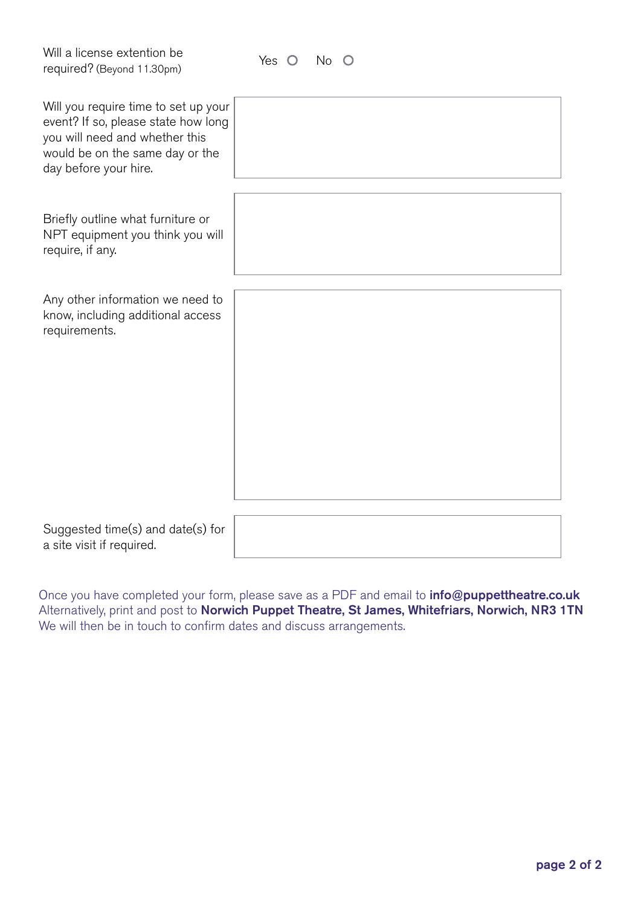Will a license extention be required? (Beyond 11.30pm) Yes ○ No ○

Will you require time to set up your event? If so, please state how long you will need and whether this would be on the same day or the day before your hire.

Briefly outline what furniture or NPT equipment you think you will require, if any.

Any other information we need to know, including additional access requirements.

Suggested time(s) and date(s) for a site visit if required.

Once you have completed your form, please save as a PDF and email to **info@puppettheatre.co.uk**
Alternatively, print and post to **Norwich Puppet Theatre, St James, Whitefriars, Norwich, NR3 1TN**
We will then be in touch to confirm dates and discuss arrangements.